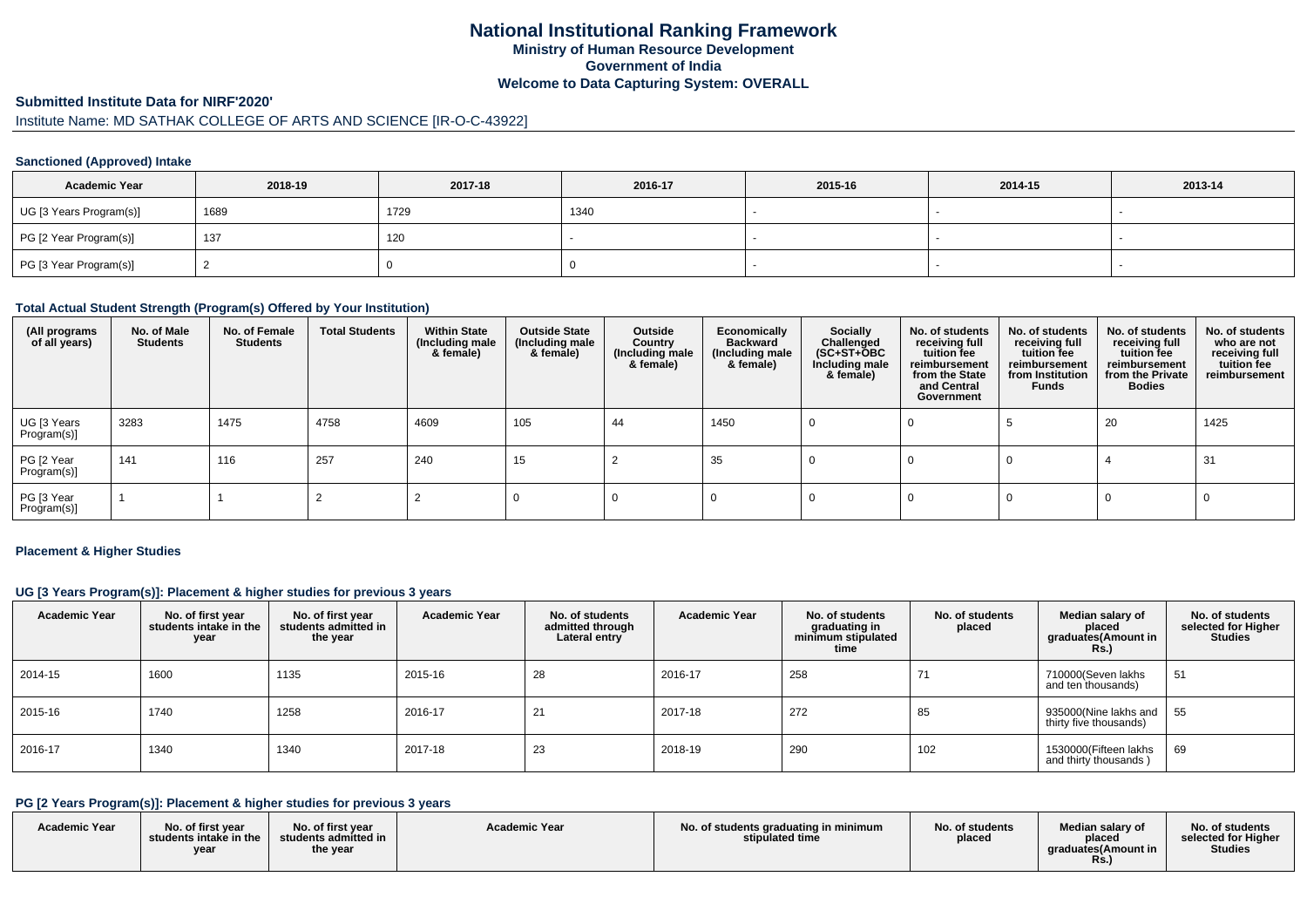# National Institutional Ranking Framework
## Ministry of Human Resource Development
## Government of India
## Welcome to Data Capturing System: OVERALL

### Submitted Institute Data for NIRF'2020'

Institute Name: MD SATHAK COLLEGE OF ARTS AND SCIENCE [IR-O-C-43922]

#### Sanctioned (Approved) Intake

| Academic Year | 2018-19 | 2017-18 | 2016-17 | 2015-16 | 2014-15 | 2013-14 |
|---|---|---|---|---|---|---|
| UG [3 Years Program(s)] | 1689 | 1729 | 1340 | - | - | - |
| PG [2 Year Program(s)] | 137 | 120 | - | - | - | - |
| PG [3 Year Program(s)] | 2 | 0 | 0 | - | - | - |

#### Total Actual Student Strength (Program(s) Offered by Your Institution)

| (All programs of all years) | No. of Male Students | No. of Female Students | Total Students | Within State (Including male & female) | Outside State (Including male & female) | Outside Country (Including male & female) | Economically Backward (Including male & female) | Socially Challenged (SC+ST+OBC Including male & female) | No. of students receiving full tuition fee reimbursement from the State and Central Government | No. of students receiving full tuition fee reimbursement from Institution Funds | No. of students receiving full tuition fee reimbursement from the Private Bodies | No. of students who are not receiving full tuition fee reimbursement |
|---|---|---|---|---|---|---|---|---|---|---|---|---|
| UG [3 Years Program(s)] | 3283 | 1475 | 4758 | 4609 | 105 | 44 | 1450 | 0 | 0 | 5 | 20 | 1425 |
| PG [2 Year Program(s)] | 141 | 116 | 257 | 240 | 15 | 2 | 35 | 0 | 0 | 0 | 4 | 31 |
| PG [3 Year Program(s)] | 1 | 1 | 2 | 2 | 0 | 0 | 0 | 0 | 0 | 0 | 0 | 0 |

#### Placement & Higher Studies

#### UG [3 Years Program(s)]: Placement & higher studies for previous 3 years

| Academic Year | No. of first year students intake in the year | No. of first year students admitted in the year | Academic Year | No. of students admitted through Lateral entry | Academic Year | No. of students graduating in minimum stipulated time | No. of students placed | Median salary of placed graduates(Amount in Rs.) | No. of students selected for Higher Studies |
|---|---|---|---|---|---|---|---|---|---|
| 2014-15 | 1600 | 1135 | 2015-16 | 28 | 2016-17 | 258 | 71 | 710000(Seven lakhs and ten thousands) | 51 |
| 2015-16 | 1740 | 1258 | 2016-17 | 21 | 2017-18 | 272 | 85 | 935000(Nine lakhs and thirty five thousands) | 55 |
| 2016-17 | 1340 | 1340 | 2017-18 | 23 | 2018-19 | 290 | 102 | 1530000(Fifteen lakhs and thirty thousands ) | 69 |

#### PG [2 Years Program(s)]: Placement & higher studies for previous 3 years

| Academic Year | No. of first year students intake in the year | No. of first year students admitted in the year | Academic Year | No. of students graduating in minimum stipulated time | No. of students placed | Median salary of placed graduates(Amount in Rs.) | No. of students selected for Higher Studies |
|---|---|---|---|---|---|---|---|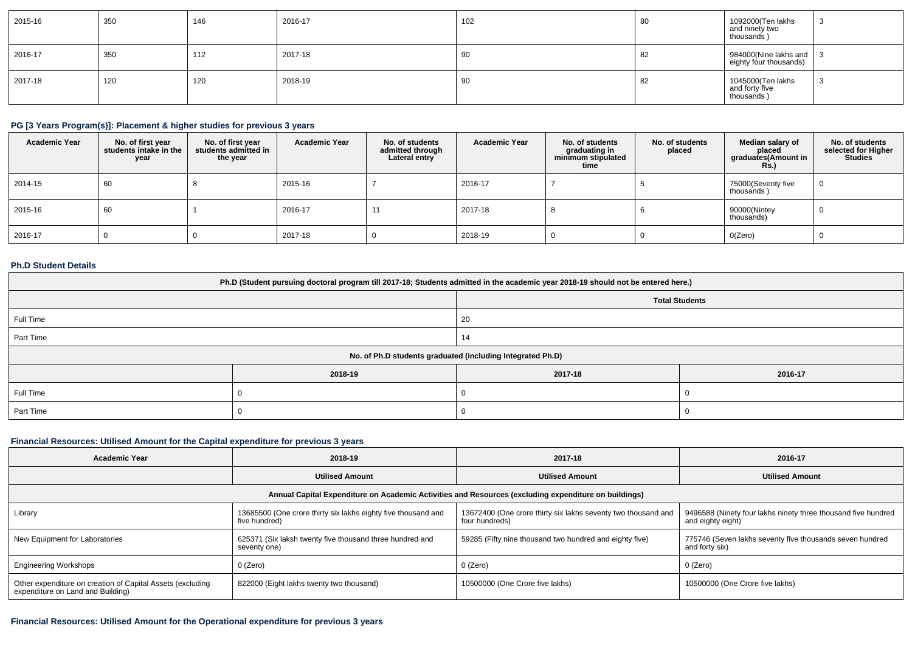| 2015-16 | 350 | 146 | 2016-17 | 102 | 80 | 1092000(Ten lakhs and ninety two thousands ) | 3 |
|---|---|---|---|---|---|---|---|
| 2016-17 | 350 | 112 | 2017-18 | 90 | 82 | 984000(Nine lakhs and eighty four thousands) | 3 |
| 2017-18 | 120 | 120 | 2018-19 | 90 | 82 | 1045000(Ten lakhs and forty five thousands ) | 3 |

### PG [3 Years Program(s)]: Placement & higher studies for previous 3 years

| Academic Year | No. of first year students intake in the year | No. of first year students admitted in the year | Academic Year | No. of students admitted through Lateral entry | Academic Year | No. of students graduating in minimum stipulated time | No. of students placed | Median salary of placed graduates(Amount in Rs.) | No. of students selected for Higher Studies |
|---|---|---|---|---|---|---|---|---|---|
| 2014-15 | 60 | 8 | 2015-16 | 7 | 2016-17 | 7 | 5 | 75000(Seventy five thousands ) | 0 |
| 2015-16 | 60 | 1 | 2016-17 | 11 | 2017-18 | 8 | 6 | 90000(Nintey thousands) | 0 |
| 2016-17 | 0 | 0 | 2017-18 | 0 | 2018-19 | 0 | 0 | 0(Zero) | 0 |

### Ph.D Student Details

| Ph.D (Student pursuing doctoral program till 2017-18; Students admitted in the academic year 2018-19 should not be entered here.) | | |
|---|---|---|
| | Total Students | |
| Full Time | 20 | |
| Part Time | 14 | |
| No. of Ph.D students graduated (including Integrated Ph.D) | | |
| | 2018-19 | 2017-18 | 2016-17 |
| Full Time | 0 | 0 | 0 |
| Part Time | 0 | 0 | 0 |

### Financial Resources: Utilised Amount for the Capital expenditure for previous 3 years

| Academic Year | 2018-19 | 2017-18 | 2016-17 |
|---|---|---|---|
| | Utilised Amount | Utilised Amount | Utilised Amount |
| Annual Capital Expenditure on Academic Activities and Resources (excluding expenditure on buildings) | | | |
| Library | 13685500 (One crore thirty six lakhs eighty five thousand and five hundred) | 13672400 (One crore thirty six lakhs seventy two thousand and four hundreds) | 9496588 (Ninety four lakhs ninety three thousand five hundred and eighty eight) |
| New Equipment for Laboratories | 625371 (Six laksh twenty five thousand three hundred and seventy one) | 59285 (Fifty nine thousand two hundred and eighty five) | 775746 (Seven lakhs seventy five thousands seven hundred and forty six) |
| Engineering Workshops | 0 (Zero) | 0 (Zero) | 0 (Zero) |
| Other expenditure on creation of Capital Assets (excluding expenditure on Land and Building) | 822000 (Eight lakhs twenty two thousand) | 10500000 (One Crore five lakhs) | 10500000 (One Crore five lakhs) |

### Financial Resources: Utilised Amount for the Operational expenditure for previous 3 years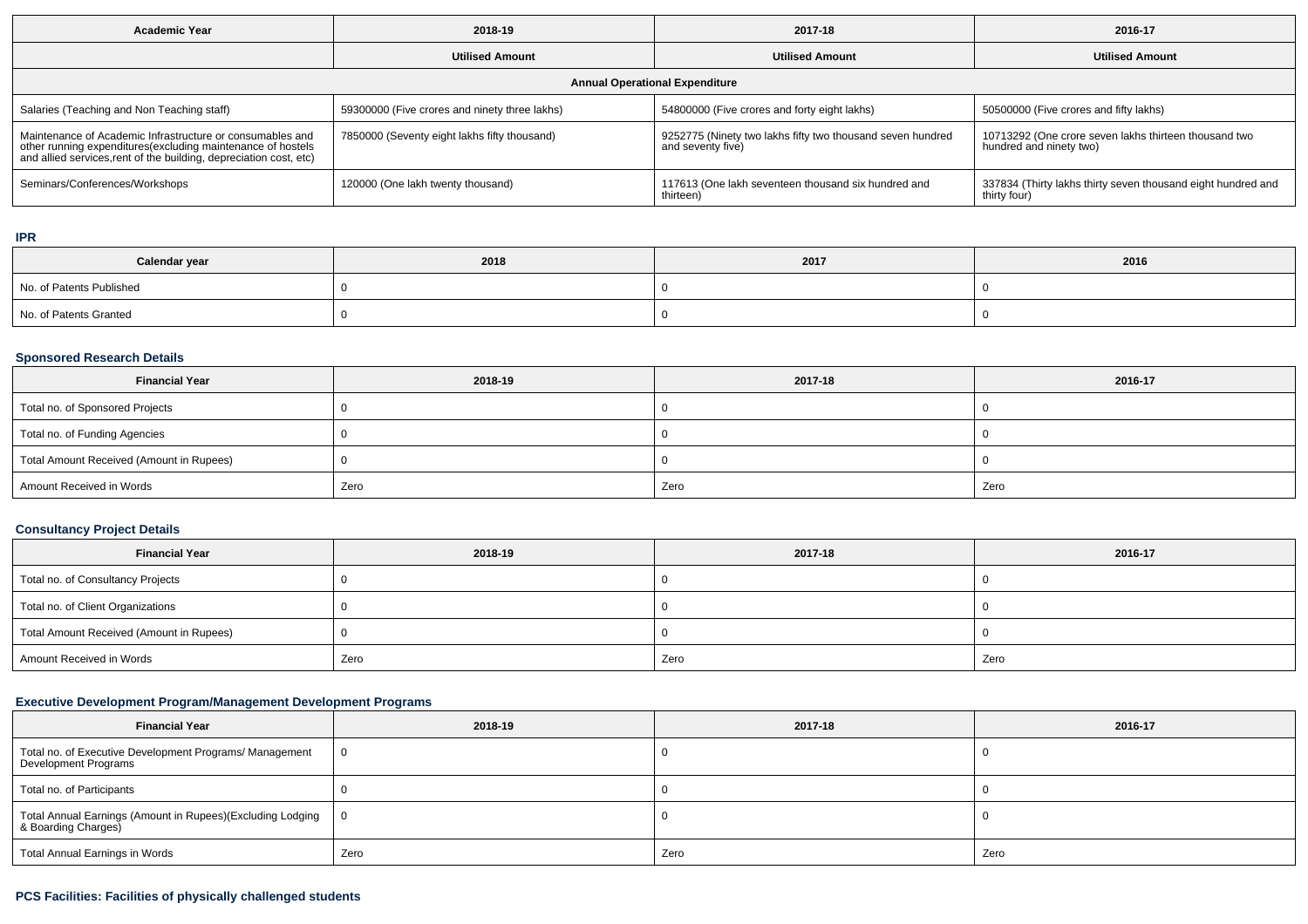| Academic Year | 2018-19 | 2017-18 | 2016-17 |
|---|---|---|---|
| | Utilised Amount | Utilised Amount | Utilised Amount |
| Annual Operational Expenditure | | | |
| Salaries (Teaching and Non Teaching staff) | 59300000 (Five crores and ninety three lakhs) | 54800000 (Five crores and forty eight lakhs) | 50500000 (Five crores and fifty lakhs) |
| Maintenance of Academic Infrastructure or consumables and other running expenditures(excluding maintenance of hostels and allied services,rent of the building, depreciation cost, etc) | 7850000 (Seventy eight lakhs fifty thousand) | 9252775 (Ninety two lakhs fifty two thousand seven hundred and seventy five) | 10713292 (One crore seven lakhs thirteen thousand two hundred and ninety two) |
| Seminars/Conferences/Workshops | 120000 (One lakh twenty thousand) | 117613 (One lakh seventeen thousand six hundred and thirteen) | 337834 (Thirty lakhs thirty seven thousand eight hundred and thirty four) |

### IPR

| Calendar year | 2018 | 2017 | 2016 |
|---|---|---|---|
| No. of Patents Published | 0 | 0 | 0 |
| No. of Patents Granted | 0 | 0 | 0 |

### Sponsored Research Details

| Financial Year | 2018-19 | 2017-18 | 2016-17 |
|---|---|---|---|
| Total no. of Sponsored Projects | 0 | 0 | 0 |
| Total no. of Funding Agencies | 0 | 0 | 0 |
| Total Amount Received (Amount in Rupees) | 0 | 0 | 0 |
| Amount Received in Words | Zero | Zero | Zero |

### Consultancy Project Details

| Financial Year | 2018-19 | 2017-18 | 2016-17 |
|---|---|---|---|
| Total no. of Consultancy Projects | 0 | 0 | 0 |
| Total no. of Client Organizations | 0 | 0 | 0 |
| Total Amount Received (Amount in Rupees) | 0 | 0 | 0 |
| Amount Received in Words | Zero | Zero | Zero |

### Executive Development Program/Management Development Programs

| Financial Year | 2018-19 | 2017-18 | 2016-17 |
|---|---|---|---|
| Total no. of Executive Development Programs/ Management Development Programs | 0 | 0 | 0 |
| Total no. of Participants | 0 | 0 | 0 |
| Total Annual Earnings (Amount in Rupees)(Excluding Lodging & Boarding Charges) | 0 | 0 | 0 |
| Total Annual Earnings in Words | Zero | Zero | Zero |

### PCS Facilities: Facilities of physically challenged students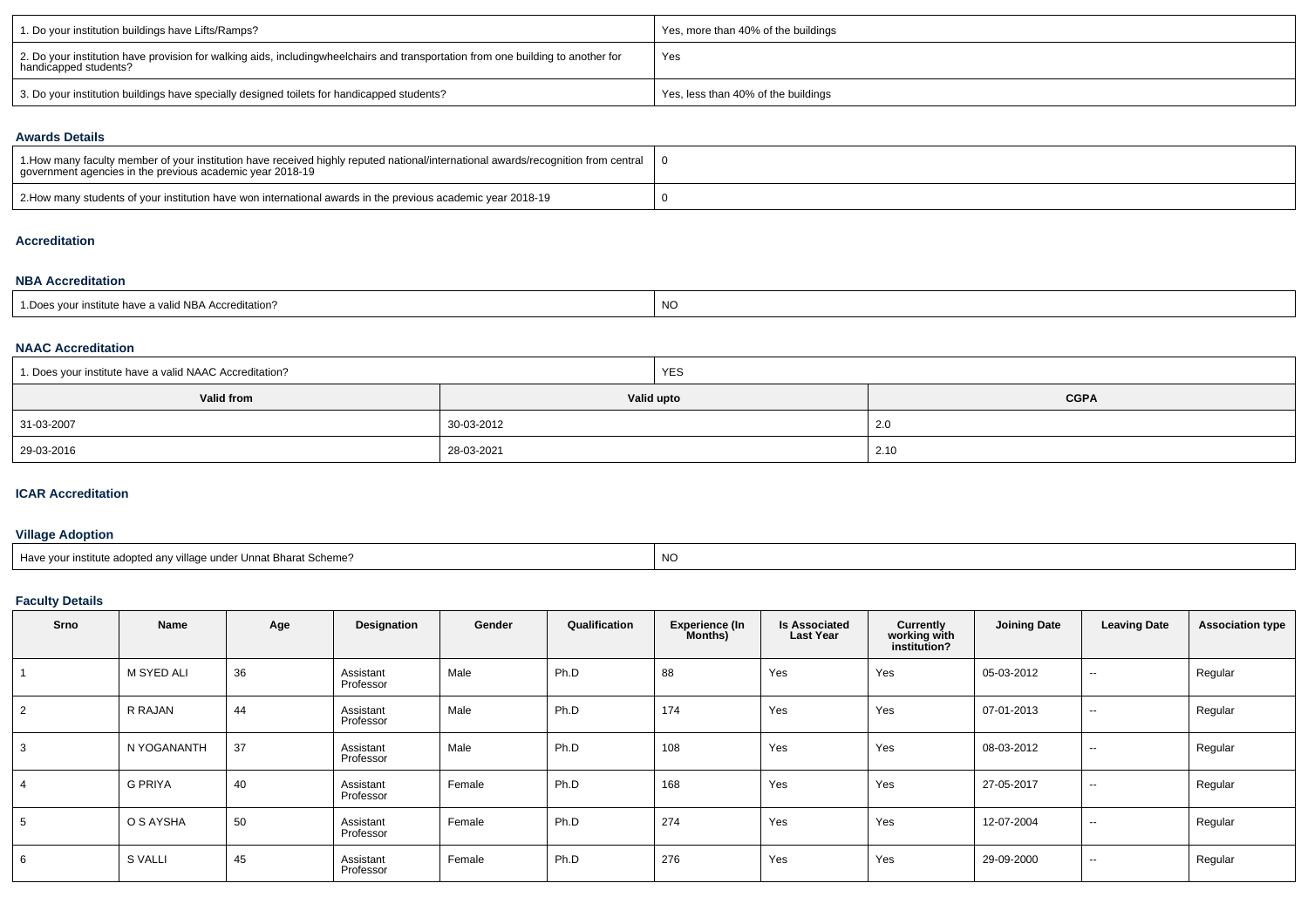| | |
|---|---|
| 1. Do your institution buildings have Lifts/Ramps? | Yes, more than 40% of the buildings |
| 2. Do your institution have provision for walking aids, includingwheelchairs and transportation from one building to another for handicapped students? | Yes |
| 3. Do your institution buildings have specially designed toilets for handicapped students? | Yes, less than 40% of the buildings |

### Awards Details

| | |
|---|---|
| 1.How many faculty member of your institution have received highly reputed national/international awards/recognition from central government agencies in the previous academic year 2018-19 | 0 |
| 2.How many students of your institution have won international awards in the previous academic year 2018-19 | 0 |

### Accreditation

### NBA Accreditation

| | |
|---|---|
| 1.Does your institute have a valid NBA Accreditation? | NO |

### NAAC Accreditation

| 1. Does your institute have a valid NAAC Accreditation? | YES | |
|---|---|---|
| **Valid from** | **Valid upto** | **CGPA** |
| 31-03-2007 | 30-03-2012 | 2.0 |
| 29-03-2016 | 28-03-2021 | 2.10 |

### ICAR Accreditation

### Village Adoption

| | |
|---|---|
| Have your institute adopted any village under Unnat Bharat Scheme? | NO |

### Faculty Details

| Srno | Name | Age | Designation | Gender | Qualification | Experience (In Months) | Is Associated Last Year | Currently working with institution? | Joining Date | Leaving Date | Association type |
|---|---|---|---|---|---|---|---|---|---|---|---|
| 1 | M SYED ALI | 36 | Assistant Professor | Male | Ph.D | 88 | Yes | Yes | 05-03-2012 | -- | Regular |
| 2 | R RAJAN | 44 | Assistant Professor | Male | Ph.D | 174 | Yes | Yes | 07-01-2013 | -- | Regular |
| 3 | N YOGANANTH | 37 | Assistant Professor | Male | Ph.D | 108 | Yes | Yes | 08-03-2012 | -- | Regular |
| 4 | G PRIYA | 40 | Assistant Professor | Female | Ph.D | 168 | Yes | Yes | 27-05-2017 | -- | Regular |
| 5 | O S AYSHA | 50 | Assistant Professor | Female | Ph.D | 274 | Yes | Yes | 12-07-2004 | -- | Regular |
| 6 | S VALLI | 45 | Assistant Professor | Female | Ph.D | 276 | Yes | Yes | 29-09-2000 | -- | Regular |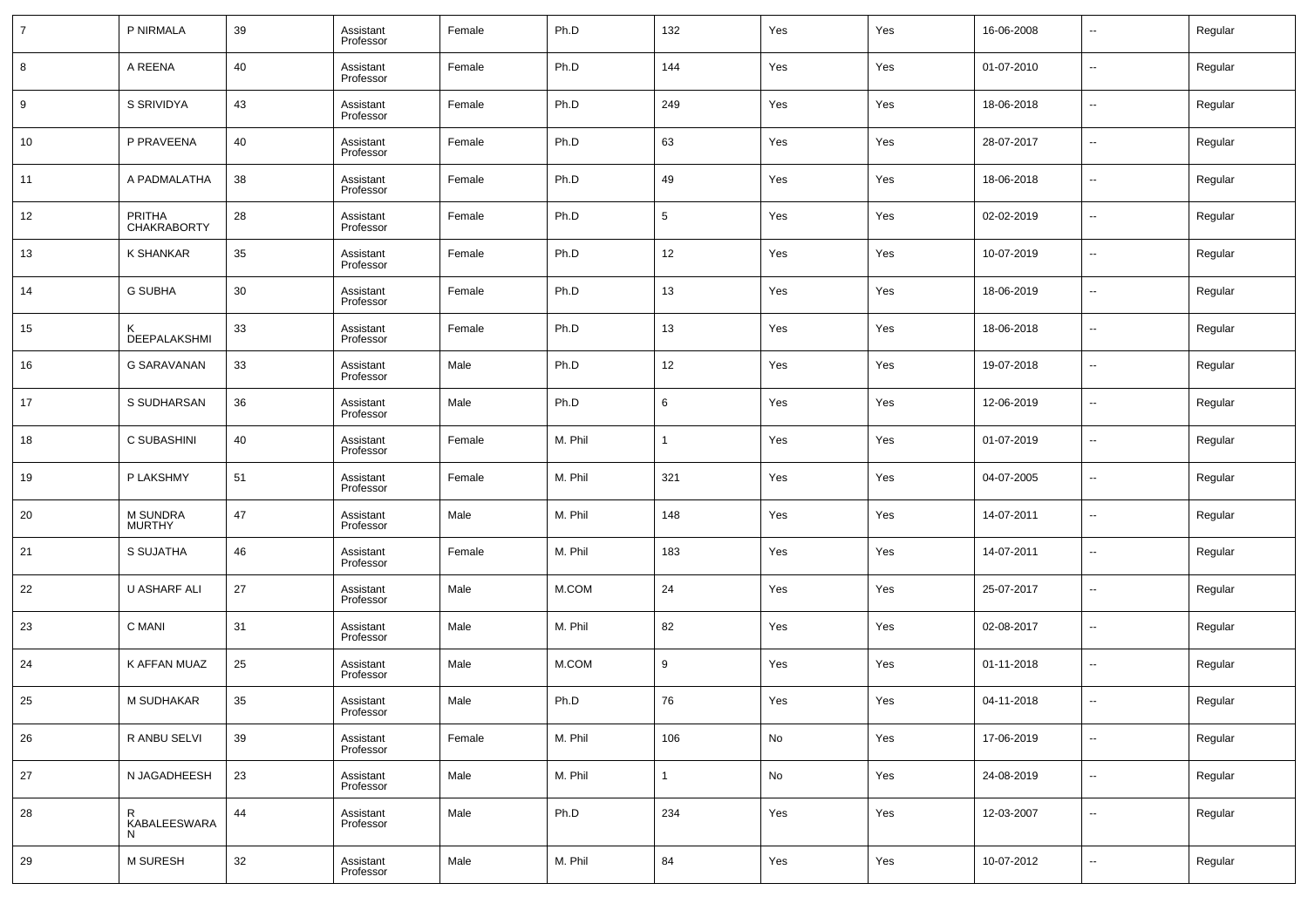| 7 | P NIRMALA | 39 | Assistant Professor | Female | Ph.D | 132 | Yes | Yes | 16-06-2008 | -- | Regular |
|---|---|---|---|---|---|---|---|---|---|---|---|
| 8 | A REENA | 40 | Assistant Professor | Female | Ph.D | 144 | Yes | Yes | 01-07-2010 | -- | Regular |
| 9 | S SRIVIDYA | 43 | Assistant Professor | Female | Ph.D | 249 | Yes | Yes | 18-06-2018 | -- | Regular |
| 10 | P PRAVEENA | 40 | Assistant Professor | Female | Ph.D | 63 | Yes | Yes | 28-07-2017 | -- | Regular |
| 11 | A PADMALATHA | 38 | Assistant Professor | Female | Ph.D | 49 | Yes | Yes | 18-06-2018 | -- | Regular |
| 12 | PRITHA CHAKRABORTY | 28 | Assistant Professor | Female | Ph.D | 5 | Yes | Yes | 02-02-2019 | -- | Regular |
| 13 | K SHANKAR | 35 | Assistant Professor | Female | Ph.D | 12 | Yes | Yes | 10-07-2019 | -- | Regular |
| 14 | G SUBHA | 30 | Assistant Professor | Female | Ph.D | 13 | Yes | Yes | 18-06-2019 | -- | Regular |
| 15 | K DEEPALAKSHMI | 33 | Assistant Professor | Female | Ph.D | 13 | Yes | Yes | 18-06-2018 | -- | Regular |
| 16 | G SARAVANAN | 33 | Assistant Professor | Male | Ph.D | 12 | Yes | Yes | 19-07-2018 | -- | Regular |
| 17 | S SUDHARSAN | 36 | Assistant Professor | Male | Ph.D | 6 | Yes | Yes | 12-06-2019 | -- | Regular |
| 18 | C SUBASHINI | 40 | Assistant Professor | Female | M. Phil | 1 | Yes | Yes | 01-07-2019 | -- | Regular |
| 19 | P LAKSHMY | 51 | Assistant Professor | Female | M. Phil | 321 | Yes | Yes | 04-07-2005 | -- | Regular |
| 20 | M SUNDRA MURTHY | 47 | Assistant Professor | Male | M. Phil | 148 | Yes | Yes | 14-07-2011 | -- | Regular |
| 21 | S SUJATHA | 46 | Assistant Professor | Female | M. Phil | 183 | Yes | Yes | 14-07-2011 | -- | Regular |
| 22 | U ASHARF ALI | 27 | Assistant Professor | Male | M.COM | 24 | Yes | Yes | 25-07-2017 | -- | Regular |
| 23 | C MANI | 31 | Assistant Professor | Male | M. Phil | 82 | Yes | Yes | 02-08-2017 | -- | Regular |
| 24 | K AFFAN MUAZ | 25 | Assistant Professor | Male | M.COM | 9 | Yes | Yes | 01-11-2018 | -- | Regular |
| 25 | M SUDHAKAR | 35 | Assistant Professor | Male | Ph.D | 76 | Yes | Yes | 04-11-2018 | -- | Regular |
| 26 | R ANBU SELVI | 39 | Assistant Professor | Female | M. Phil | 106 | No | Yes | 17-06-2019 | -- | Regular |
| 27 | N JAGADHEESH | 23 | Assistant Professor | Male | M. Phil | 1 | No | Yes | 24-08-2019 | -- | Regular |
| 28 | R KABALEESWARAN | 44 | Assistant Professor | Male | Ph.D | 234 | Yes | Yes | 12-03-2007 | -- | Regular |
| 29 | M SURESH | 32 | Assistant Professor | Male | M. Phil | 84 | Yes | Yes | 10-07-2012 | -- | Regular |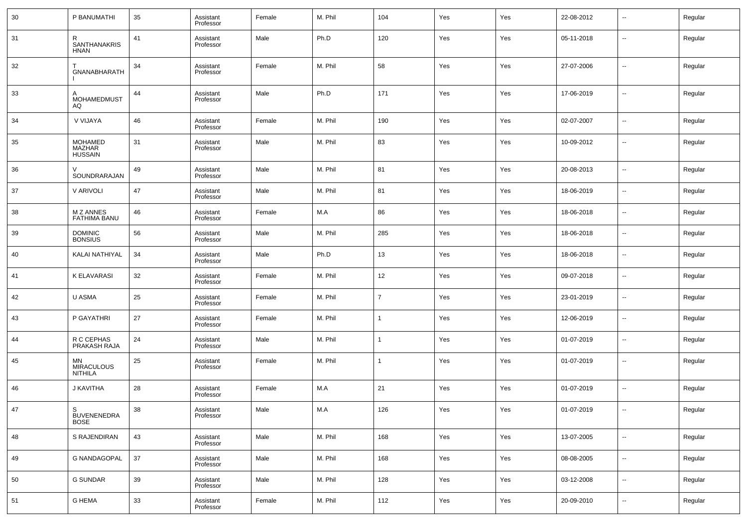| | | | | | | | | | | | |
|---|---|---|---|---|---|---|---|---|---|---|---|
| 30 | P BANUMATHI | 35 | Assistant Professor | Female | M. Phil | 104 | Yes | Yes | 22-08-2012 | -- | Regular |
| 31 | R SANTHANAKRISHNAN | 41 | Assistant Professor | Male | Ph.D | 120 | Yes | Yes | 05-11-2018 | -- | Regular |
| 32 | T GNANABHARATHI | 34 | Assistant Professor | Female | M. Phil | 58 | Yes | Yes | 27-07-2006 | -- | Regular |
| 33 | A MOHAMEDMUSTAQ | 44 | Assistant Professor | Male | Ph.D | 171 | Yes | Yes | 17-06-2019 | -- | Regular |
| 34 | V VIJAYA | 46 | Assistant Professor | Female | M. Phil | 190 | Yes | Yes | 02-07-2007 | -- | Regular |
| 35 | MOHAMED MAZHAR HUSSAIN | 31 | Assistant Professor | Male | M. Phil | 83 | Yes | Yes | 10-09-2012 | -- | Regular |
| 36 | V SOUNDRARAJAN | 49 | Assistant Professor | Male | M. Phil | 81 | Yes | Yes | 20-08-2013 | -- | Regular |
| 37 | V ARIVOLI | 47 | Assistant Professor | Male | M. Phil | 81 | Yes | Yes | 18-06-2019 | -- | Regular |
| 38 | M Z ANNES FATHIMA BANU | 46 | Assistant Professor | Female | M.A | 86 | Yes | Yes | 18-06-2018 | -- | Regular |
| 39 | DOMINIC BONSIUS | 56 | Assistant Professor | Male | M. Phil | 285 | Yes | Yes | 18-06-2018 | -- | Regular |
| 40 | KALAI NATHIYAL | 34 | Assistant Professor | Male | Ph.D | 13 | Yes | Yes | 18-06-2018 | -- | Regular |
| 41 | K ELAVARASI | 32 | Assistant Professor | Female | M. Phil | 12 | Yes | Yes | 09-07-2018 | -- | Regular |
| 42 | U ASMA | 25 | Assistant Professor | Female | M. Phil | 7 | Yes | Yes | 23-01-2019 | -- | Regular |
| 43 | P GAYATHRI | 27 | Assistant Professor | Female | M. Phil | 1 | Yes | Yes | 12-06-2019 | -- | Regular |
| 44 | R C CEPHAS PRAKASH RAJA | 24 | Assistant Professor | Male | M. Phil | 1 | Yes | Yes | 01-07-2019 | -- | Regular |
| 45 | MN MIRACULOUS NITHILA | 25 | Assistant Professor | Female | M. Phil | 1 | Yes | Yes | 01-07-2019 | -- | Regular |
| 46 | J KAVITHA | 28 | Assistant Professor | Female | M.A | 21 | Yes | Yes | 01-07-2019 | -- | Regular |
| 47 | S BUVENENEDRA BOSE | 38 | Assistant Professor | Male | M.A | 126 | Yes | Yes | 01-07-2019 | -- | Regular |
| 48 | S RAJENDIRAN | 43 | Assistant Professor | Male | M. Phil | 168 | Yes | Yes | 13-07-2005 | -- | Regular |
| 49 | G NANDAGOPAL | 37 | Assistant Professor | Male | M. Phil | 168 | Yes | Yes | 08-08-2005 | -- | Regular |
| 50 | G SUNDAR | 39 | Assistant Professor | Male | M. Phil | 128 | Yes | Yes | 03-12-2008 | -- | Regular |
| 51 | G HEMA | 33 | Assistant Professor | Female | M. Phil | 112 | Yes | Yes | 20-09-2010 | -- | Regular |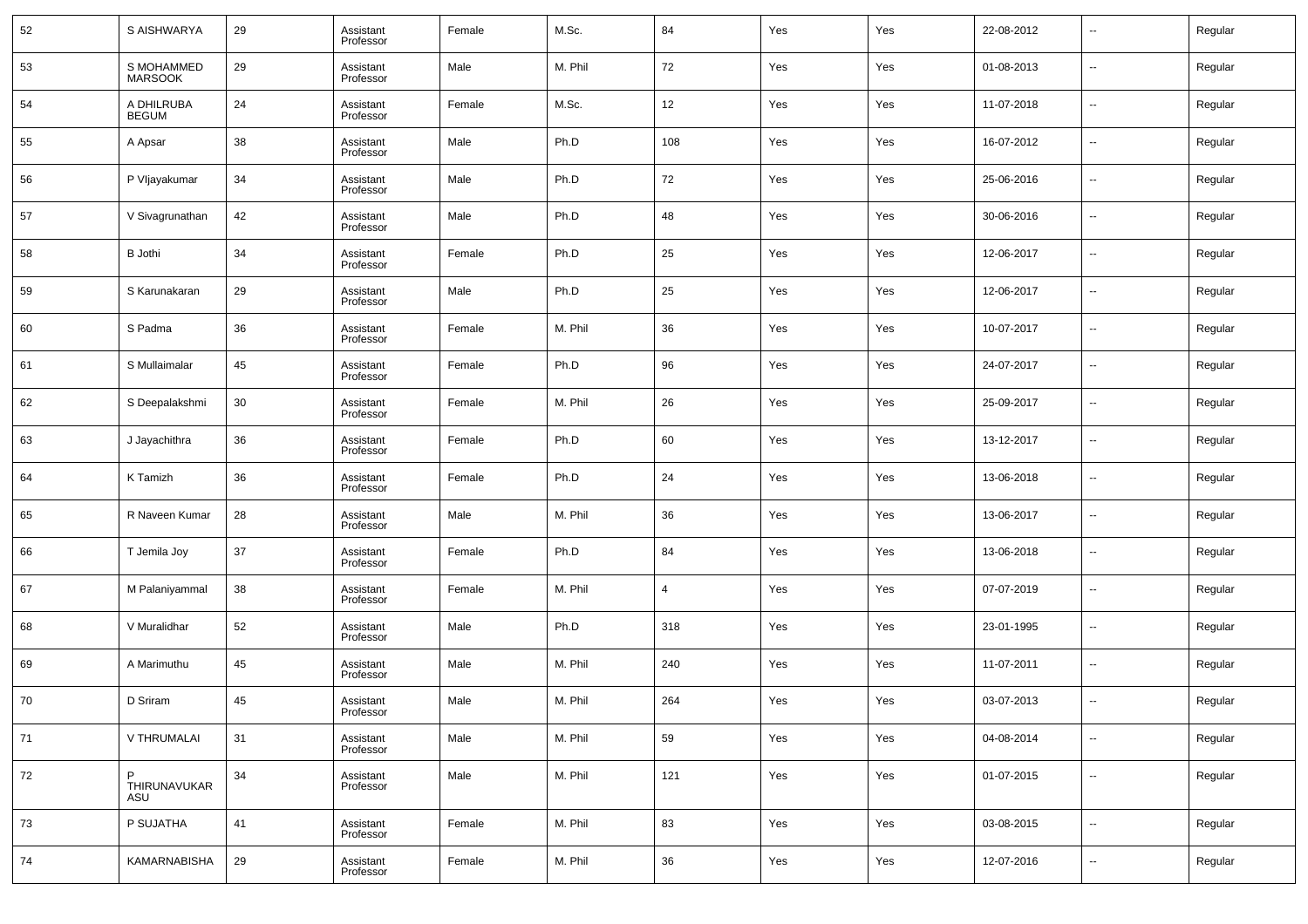| | | | | | | | | | | | |
|---|---|---|---|---|---|---|---|---|---|---|---|
| 52 | S AISHWARYA | 29 | Assistant Professor | Female | M.Sc. | 84 | Yes | Yes | 22-08-2012 | -- | Regular |
| 53 | S MOHAMMED MARSOOK | 29 | Assistant Professor | Male | M. Phil | 72 | Yes | Yes | 01-08-2013 | -- | Regular |
| 54 | A DHILRUBA BEGUM | 24 | Assistant Professor | Female | M.Sc. | 12 | Yes | Yes | 11-07-2018 | -- | Regular |
| 55 | A Apsar | 38 | Assistant Professor | Male | Ph.D | 108 | Yes | Yes | 16-07-2012 | -- | Regular |
| 56 | P VIjayakumar | 34 | Assistant Professor | Male | Ph.D | 72 | Yes | Yes | 25-06-2016 | -- | Regular |
| 57 | V Sivagrunathan | 42 | Assistant Professor | Male | Ph.D | 48 | Yes | Yes | 30-06-2016 | -- | Regular |
| 58 | B Jothi | 34 | Assistant Professor | Female | Ph.D | 25 | Yes | Yes | 12-06-2017 | -- | Regular |
| 59 | S Karunakaran | 29 | Assistant Professor | Male | Ph.D | 25 | Yes | Yes | 12-06-2017 | -- | Regular |
| 60 | S Padma | 36 | Assistant Professor | Female | M. Phil | 36 | Yes | Yes | 10-07-2017 | -- | Regular |
| 61 | S Mullaimalar | 45 | Assistant Professor | Female | Ph.D | 96 | Yes | Yes | 24-07-2017 | -- | Regular |
| 62 | S Deepalakshmi | 30 | Assistant Professor | Female | M. Phil | 26 | Yes | Yes | 25-09-2017 | -- | Regular |
| 63 | J Jayachithra | 36 | Assistant Professor | Female | Ph.D | 60 | Yes | Yes | 13-12-2017 | -- | Regular |
| 64 | K Tamizh | 36 | Assistant Professor | Female | Ph.D | 24 | Yes | Yes | 13-06-2018 | -- | Regular |
| 65 | R Naveen Kumar | 28 | Assistant Professor | Male | M. Phil | 36 | Yes | Yes | 13-06-2017 | -- | Regular |
| 66 | T Jemila Joy | 37 | Assistant Professor | Female | Ph.D | 84 | Yes | Yes | 13-06-2018 | -- | Regular |
| 67 | M Palaniyammal | 38 | Assistant Professor | Female | M. Phil | 4 | Yes | Yes | 07-07-2019 | -- | Regular |
| 68 | V Muralidhar | 52 | Assistant Professor | Male | Ph.D | 318 | Yes | Yes | 23-01-1995 | -- | Regular |
| 69 | A Marimuthu | 45 | Assistant Professor | Male | M. Phil | 240 | Yes | Yes | 11-07-2011 | -- | Regular |
| 70 | D Sriram | 45 | Assistant Professor | Male | M. Phil | 264 | Yes | Yes | 03-07-2013 | -- | Regular |
| 71 | V THRUMALAI | 31 | Assistant Professor | Male | M. Phil | 59 | Yes | Yes | 04-08-2014 | -- | Regular |
| 72 | P THIRUNAVUKARASU | 34 | Assistant Professor | Male | M. Phil | 121 | Yes | Yes | 01-07-2015 | -- | Regular |
| 73 | P SUJATHA | 41 | Assistant Professor | Female | M. Phil | 83 | Yes | Yes | 03-08-2015 | -- | Regular |
| 74 | KAMARNABISHA | 29 | Assistant Professor | Female | M. Phil | 36 | Yes | Yes | 12-07-2016 | -- | Regular |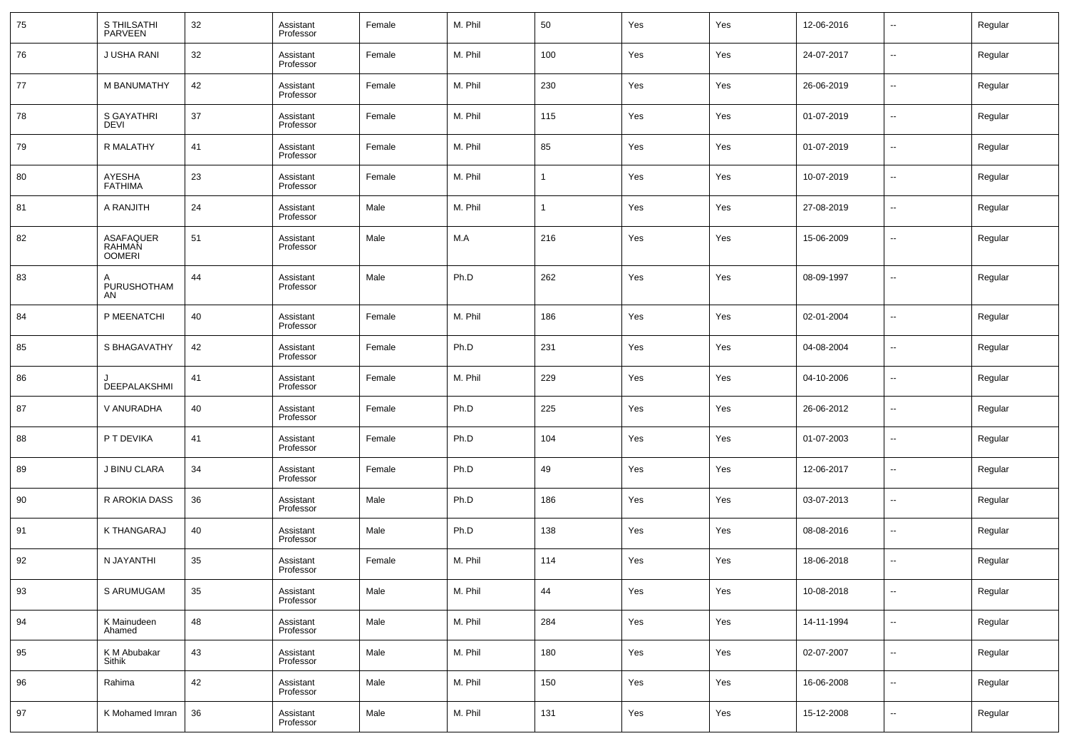|  |  |  |  |  |  |  |  |  |  |  |  |
|---|---|---|---|---|---|---|---|---|---|---|---|
| 75 | S THILSATHI PARVEEN | 32 | Assistant Professor | Female | M. Phil | 50 | Yes | Yes | 12-06-2016 | -- | Regular |
| 76 | J USHA RANI | 32 | Assistant Professor | Female | M. Phil | 100 | Yes | Yes | 24-07-2017 | -- | Regular |
| 77 | M BANUMATHY | 42 | Assistant Professor | Female | M. Phil | 230 | Yes | Yes | 26-06-2019 | -- | Regular |
| 78 | S GAYATHRI DEVI | 37 | Assistant Professor | Female | M. Phil | 115 | Yes | Yes | 01-07-2019 | -- | Regular |
| 79 | R MALATHY | 41 | Assistant Professor | Female | M. Phil | 85 | Yes | Yes | 01-07-2019 | -- | Regular |
| 80 | AYESHA FATHIMA | 23 | Assistant Professor | Female | M. Phil | 1 | Yes | Yes | 10-07-2019 | -- | Regular |
| 81 | A RANJITH | 24 | Assistant Professor | Male | M. Phil | 1 | Yes | Yes | 27-08-2019 | -- | Regular |
| 82 | ASAFAQUER RAHMAN OOMERI | 51 | Assistant Professor | Male | M.A | 216 | Yes | Yes | 15-06-2009 | -- | Regular |
| 83 | A PURUSHOTHAMAN | 44 | Assistant Professor | Male | Ph.D | 262 | Yes | Yes | 08-09-1997 | -- | Regular |
| 84 | P MEENATCHI | 40 | Assistant Professor | Female | M. Phil | 186 | Yes | Yes | 02-01-2004 | -- | Regular |
| 85 | S BHAGAVATHY | 42 | Assistant Professor | Female | Ph.D | 231 | Yes | Yes | 04-08-2004 | -- | Regular |
| 86 | J DEEPALAKSHMI | 41 | Assistant Professor | Female | M. Phil | 229 | Yes | Yes | 04-10-2006 | -- | Regular |
| 87 | V ANURADHA | 40 | Assistant Professor | Female | Ph.D | 225 | Yes | Yes | 26-06-2012 | -- | Regular |
| 88 | P T DEVIKA | 41 | Assistant Professor | Female | Ph.D | 104 | Yes | Yes | 01-07-2003 | -- | Regular |
| 89 | J BINU CLARA | 34 | Assistant Professor | Female | Ph.D | 49 | Yes | Yes | 12-06-2017 | -- | Regular |
| 90 | R AROKIA DASS | 36 | Assistant Professor | Male | Ph.D | 186 | Yes | Yes | 03-07-2013 | -- | Regular |
| 91 | K THANGARAJ | 40 | Assistant Professor | Male | Ph.D | 138 | Yes | Yes | 08-08-2016 | -- | Regular |
| 92 | N JAYANTHI | 35 | Assistant Professor | Female | M. Phil | 114 | Yes | Yes | 18-06-2018 | -- | Regular |
| 93 | S ARUMUGAM | 35 | Assistant Professor | Male | M. Phil | 44 | Yes | Yes | 10-08-2018 | -- | Regular |
| 94 | K Mainudeen Ahamed | 48 | Assistant Professor | Male | M. Phil | 284 | Yes | Yes | 14-11-1994 | -- | Regular |
| 95 | K M Abubakar Sithik | 43 | Assistant Professor | Male | M. Phil | 180 | Yes | Yes | 02-07-2007 | -- | Regular |
| 96 | Rahima | 42 | Assistant Professor | Male | M. Phil | 150 | Yes | Yes | 16-06-2008 | -- | Regular |
| 97 | K Mohamed Imran | 36 | Assistant Professor | Male | M. Phil | 131 | Yes | Yes | 15-12-2008 | -- | Regular |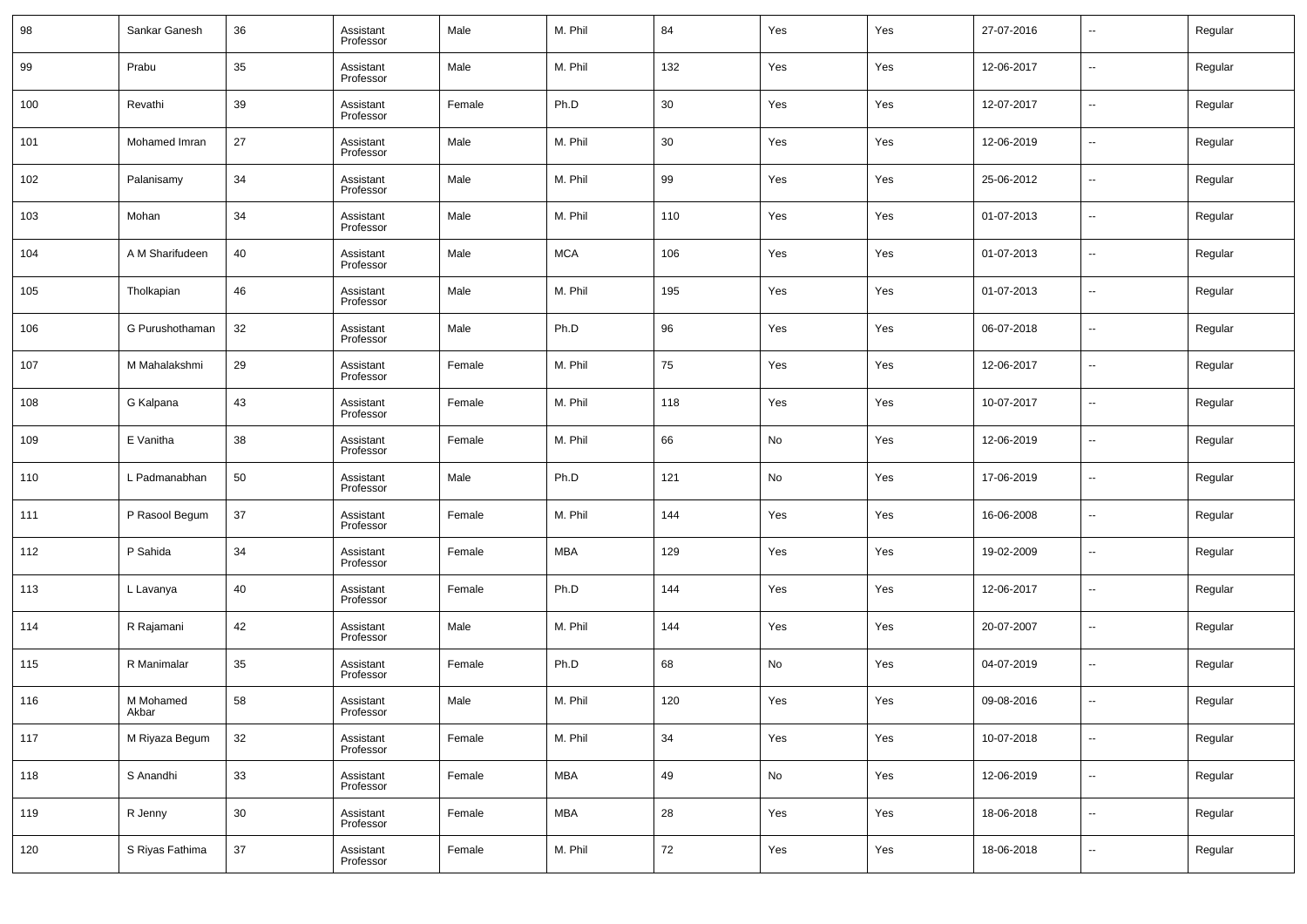| 98 | Sankar Ganesh | 36 | Assistant Professor | Male | M. Phil | 84 | Yes | Yes | 27-07-2016 | -- | Regular |
|---|---|---|---|---|---|---|---|---|---|---|---|
| 99 | Prabu | 35 | Assistant Professor | Male | M. Phil | 132 | Yes | Yes | 12-06-2017 | -- | Regular |
| 100 | Revathi | 39 | Assistant Professor | Female | Ph.D | 30 | Yes | Yes | 12-07-2017 | -- | Regular |
| 101 | Mohamed Imran | 27 | Assistant Professor | Male | M. Phil | 30 | Yes | Yes | 12-06-2019 | -- | Regular |
| 102 | Palanisamy | 34 | Assistant Professor | Male | M. Phil | 99 | Yes | Yes | 25-06-2012 | -- | Regular |
| 103 | Mohan | 34 | Assistant Professor | Male | M. Phil | 110 | Yes | Yes | 01-07-2013 | -- | Regular |
| 104 | A M Sharifudeen | 40 | Assistant Professor | Male | MCA | 106 | Yes | Yes | 01-07-2013 | -- | Regular |
| 105 | Tholkapian | 46 | Assistant Professor | Male | M. Phil | 195 | Yes | Yes | 01-07-2013 | -- | Regular |
| 106 | G Purushothaman | 32 | Assistant Professor | Male | Ph.D | 96 | Yes | Yes | 06-07-2018 | -- | Regular |
| 107 | M Mahalakshmi | 29 | Assistant Professor | Female | M. Phil | 75 | Yes | Yes | 12-06-2017 | -- | Regular |
| 108 | G Kalpana | 43 | Assistant Professor | Female | M. Phil | 118 | Yes | Yes | 10-07-2017 | -- | Regular |
| 109 | E Vanitha | 38 | Assistant Professor | Female | M. Phil | 66 | No | Yes | 12-06-2019 | -- | Regular |
| 110 | L Padmanabhan | 50 | Assistant Professor | Male | Ph.D | 121 | No | Yes | 17-06-2019 | -- | Regular |
| 111 | P Rasool Begum | 37 | Assistant Professor | Female | M. Phil | 144 | Yes | Yes | 16-06-2008 | -- | Regular |
| 112 | P Sahida | 34 | Assistant Professor | Female | MBA | 129 | Yes | Yes | 19-02-2009 | -- | Regular |
| 113 | L Lavanya | 40 | Assistant Professor | Female | Ph.D | 144 | Yes | Yes | 12-06-2017 | -- | Regular |
| 114 | R Rajamani | 42 | Assistant Professor | Male | M. Phil | 144 | Yes | Yes | 20-07-2007 | -- | Regular |
| 115 | R Manimalar | 35 | Assistant Professor | Female | Ph.D | 68 | No | Yes | 04-07-2019 | -- | Regular |
| 116 | M Mohamed Akbar | 58 | Assistant Professor | Male | M. Phil | 120 | Yes | Yes | 09-08-2016 | -- | Regular |
| 117 | M Riyaza Begum | 32 | Assistant Professor | Female | M. Phil | 34 | Yes | Yes | 10-07-2018 | -- | Regular |
| 118 | S Anandhi | 33 | Assistant Professor | Female | MBA | 49 | No | Yes | 12-06-2019 | -- | Regular |
| 119 | R Jenny | 30 | Assistant Professor | Female | MBA | 28 | Yes | Yes | 18-06-2018 | -- | Regular |
| 120 | S Riyas Fathima | 37 | Assistant Professor | Female | M. Phil | 72 | Yes | Yes | 18-06-2018 | -- | Regular |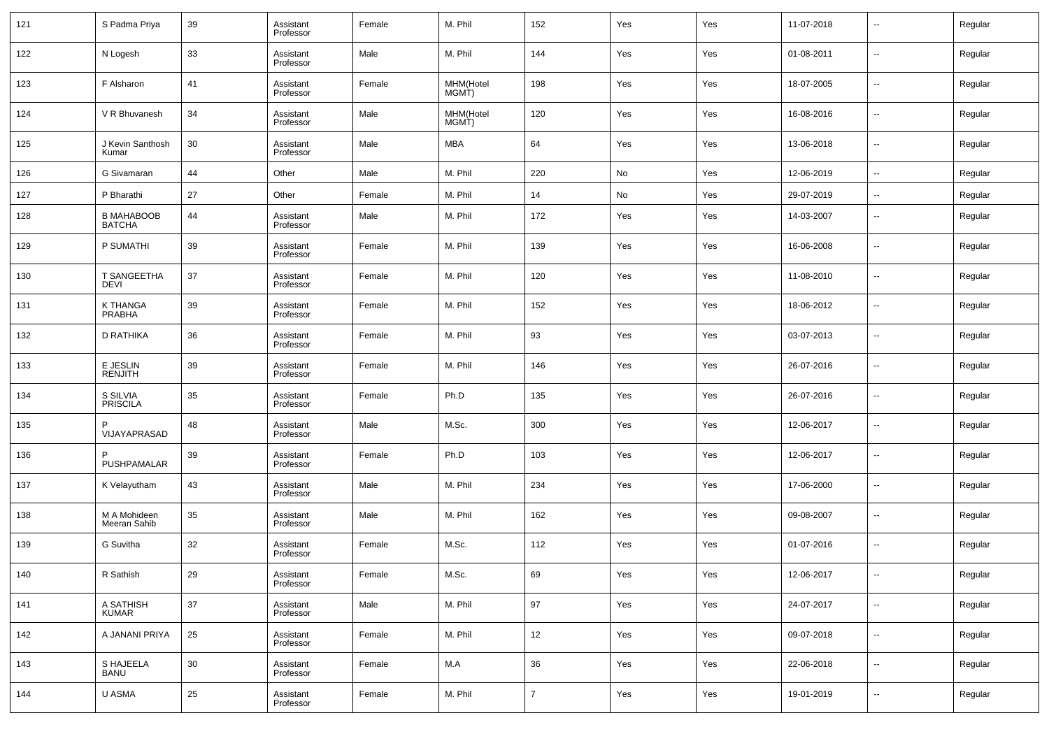| | | | | | | | | | | | |
|---|---|---|---|---|---|---|---|---|---|---|---|
| 121 | S Padma Priya | 39 | Assistant Professor | Female | M. Phil | 152 | Yes | Yes | 11-07-2018 | -- | Regular |
| 122 | N Logesh | 33 | Assistant Professor | Male | M. Phil | 144 | Yes | Yes | 01-08-2011 | -- | Regular |
| 123 | F Alsharon | 41 | Assistant Professor | Female | MHM(Hotel MGMT) | 198 | Yes | Yes | 18-07-2005 | -- | Regular |
| 124 | V R Bhuvanesh | 34 | Assistant Professor | Male | MHM(Hotel MGMT) | 120 | Yes | Yes | 16-08-2016 | -- | Regular |
| 125 | J Kevin Santhosh Kumar | 30 | Assistant Professor | Male | MBA | 64 | Yes | Yes | 13-06-2018 | -- | Regular |
| 126 | G Sivamaran | 44 | Other | Male | M. Phil | 220 | No | Yes | 12-06-2019 | -- | Regular |
| 127 | P Bharathi | 27 | Other | Female | M. Phil | 14 | No | Yes | 29-07-2019 | -- | Regular |
| 128 | B MAHABOOB BATCHA | 44 | Assistant Professor | Male | M. Phil | 172 | Yes | Yes | 14-03-2007 | -- | Regular |
| 129 | P SUMATHI | 39 | Assistant Professor | Female | M. Phil | 139 | Yes | Yes | 16-06-2008 | -- | Regular |
| 130 | T SANGEETHA DEVI | 37 | Assistant Professor | Female | M. Phil | 120 | Yes | Yes | 11-08-2010 | -- | Regular |
| 131 | K THANGA PRABHA | 39 | Assistant Professor | Female | M. Phil | 152 | Yes | Yes | 18-06-2012 | -- | Regular |
| 132 | D RATHIKA | 36 | Assistant Professor | Female | M. Phil | 93 | Yes | Yes | 03-07-2013 | -- | Regular |
| 133 | E JESLIN RENJITH | 39 | Assistant Professor | Female | M. Phil | 146 | Yes | Yes | 26-07-2016 | -- | Regular |
| 134 | S SILVIA PRISCILA | 35 | Assistant Professor | Female | Ph.D | 135 | Yes | Yes | 26-07-2016 | -- | Regular |
| 135 | P VIJAYAPRASAD | 48 | Assistant Professor | Male | M.Sc. | 300 | Yes | Yes | 12-06-2017 | -- | Regular |
| 136 | P PUSHPAMALAR | 39 | Assistant Professor | Female | Ph.D | 103 | Yes | Yes | 12-06-2017 | -- | Regular |
| 137 | K Velayutham | 43 | Assistant Professor | Male | M. Phil | 234 | Yes | Yes | 17-06-2000 | -- | Regular |
| 138 | M A Mohideen Meeran Sahib | 35 | Assistant Professor | Male | M. Phil | 162 | Yes | Yes | 09-08-2007 | -- | Regular |
| 139 | G Suvitha | 32 | Assistant Professor | Female | M.Sc. | 112 | Yes | Yes | 01-07-2016 | -- | Regular |
| 140 | R Sathish | 29 | Assistant Professor | Female | M.Sc. | 69 | Yes | Yes | 12-06-2017 | -- | Regular |
| 141 | A SATHISH KUMAR | 37 | Assistant Professor | Male | M. Phil | 97 | Yes | Yes | 24-07-2017 | -- | Regular |
| 142 | A JANANI PRIYA | 25 | Assistant Professor | Female | M. Phil | 12 | Yes | Yes | 09-07-2018 | -- | Regular |
| 143 | S HAJEELA BANU | 30 | Assistant Professor | Female | M.A | 36 | Yes | Yes | 22-06-2018 | -- | Regular |
| 144 | U ASMA | 25 | Assistant Professor | Female | M. Phil | 7 | Yes | Yes | 19-01-2019 | -- | Regular |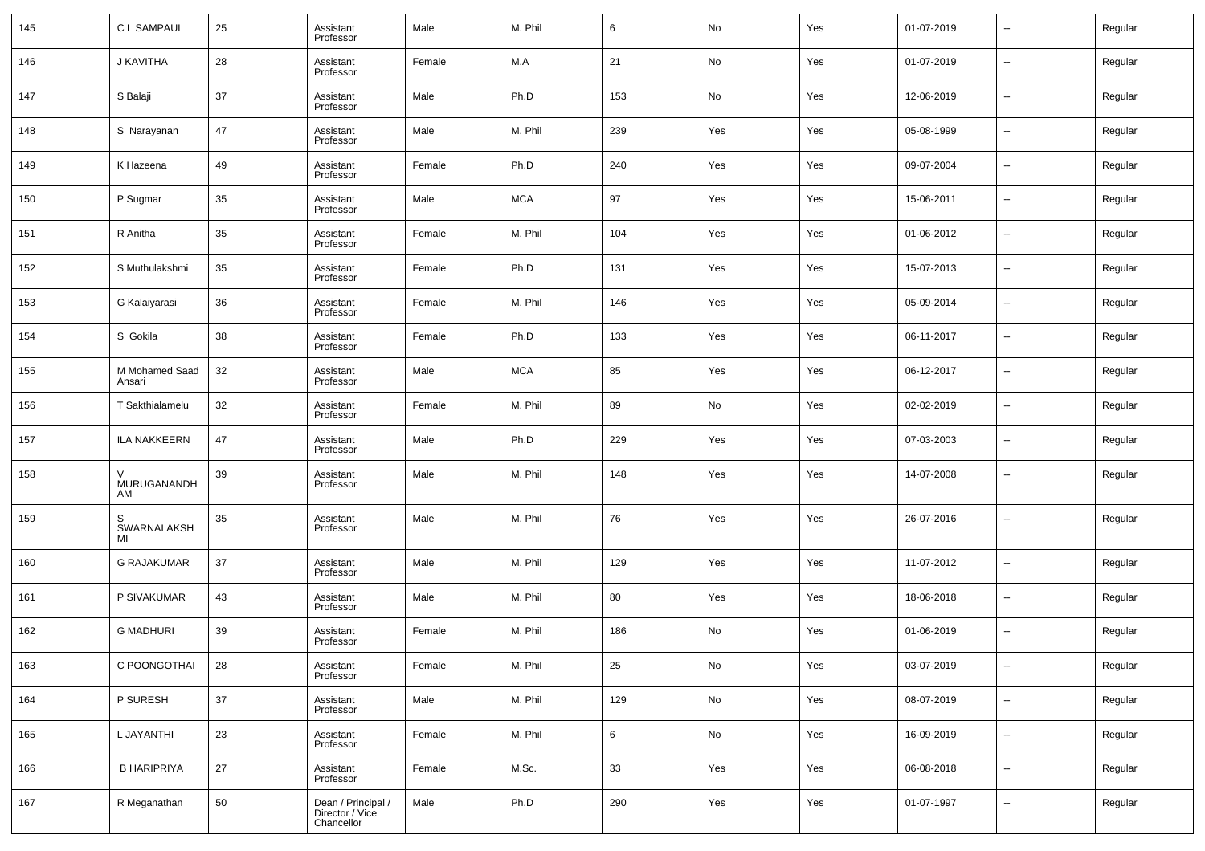| | | | | | | | | | | | |
|---|---|---|---|---|---|---|---|---|---|---|---|
| 145 | C L SAMPAUL | 25 | Assistant Professor | Male | M. Phil | 6 | No | Yes | 01-07-2019 | -- | Regular |
| 146 | J KAVITHA | 28 | Assistant Professor | Female | M.A | 21 | No | Yes | 01-07-2019 | -- | Regular |
| 147 | S Balaji | 37 | Assistant Professor | Male | Ph.D | 153 | No | Yes | 12-06-2019 | -- | Regular |
| 148 | S Narayanan | 47 | Assistant Professor | Male | M. Phil | 239 | Yes | Yes | 05-08-1999 | -- | Regular |
| 149 | K Hazeena | 49 | Assistant Professor | Female | Ph.D | 240 | Yes | Yes | 09-07-2004 | -- | Regular |
| 150 | P Sugmar | 35 | Assistant Professor | Male | MCA | 97 | Yes | Yes | 15-06-2011 | -- | Regular |
| 151 | R Anitha | 35 | Assistant Professor | Female | M. Phil | 104 | Yes | Yes | 01-06-2012 | -- | Regular |
| 152 | S Muthulakshmi | 35 | Assistant Professor | Female | Ph.D | 131 | Yes | Yes | 15-07-2013 | -- | Regular |
| 153 | G Kalaiyarasi | 36 | Assistant Professor | Female | M. Phil | 146 | Yes | Yes | 05-09-2014 | -- | Regular |
| 154 | S Gokila | 38 | Assistant Professor | Female | Ph.D | 133 | Yes | Yes | 06-11-2017 | -- | Regular |
| 155 | M Mohamed Saad Ansari | 32 | Assistant Professor | Male | MCA | 85 | Yes | Yes | 06-12-2017 | -- | Regular |
| 156 | T Sakthialamelu | 32 | Assistant Professor | Female | M. Phil | 89 | No | Yes | 02-02-2019 | -- | Regular |
| 157 | ILA NAKKEERN | 47 | Assistant Professor | Male | Ph.D | 229 | Yes | Yes | 07-03-2003 | -- | Regular |
| 158 | V MURUGANANDHAM | 39 | Assistant Professor | Male | M. Phil | 148 | Yes | Yes | 14-07-2008 | -- | Regular |
| 159 | S SWARNALAKSHMI | 35 | Assistant Professor | Male | M. Phil | 76 | Yes | Yes | 26-07-2016 | -- | Regular |
| 160 | G RAJAKUMAR | 37 | Assistant Professor | Male | M. Phil | 129 | Yes | Yes | 11-07-2012 | -- | Regular |
| 161 | P SIVAKUMAR | 43 | Assistant Professor | Male | M. Phil | 80 | Yes | Yes | 18-06-2018 | -- | Regular |
| 162 | G MADHURI | 39 | Assistant Professor | Female | M. Phil | 186 | No | Yes | 01-06-2019 | -- | Regular |
| 163 | C POONGOTHAI | 28 | Assistant Professor | Female | M. Phil | 25 | No | Yes | 03-07-2019 | -- | Regular |
| 164 | P SURESH | 37 | Assistant Professor | Male | M. Phil | 129 | No | Yes | 08-07-2019 | -- | Regular |
| 165 | L JAYANTHI | 23 | Assistant Professor | Female | M. Phil | 6 | No | Yes | 16-09-2019 | -- | Regular |
| 166 | B HARIPRIYA | 27 | Assistant Professor | Female | M.Sc. | 33 | Yes | Yes | 06-08-2018 | -- | Regular |
| 167 | R Meganathan | 50 | Dean / Principal / Director / Vice Chancellor | Male | Ph.D | 290 | Yes | Yes | 01-07-1997 | -- | Regular |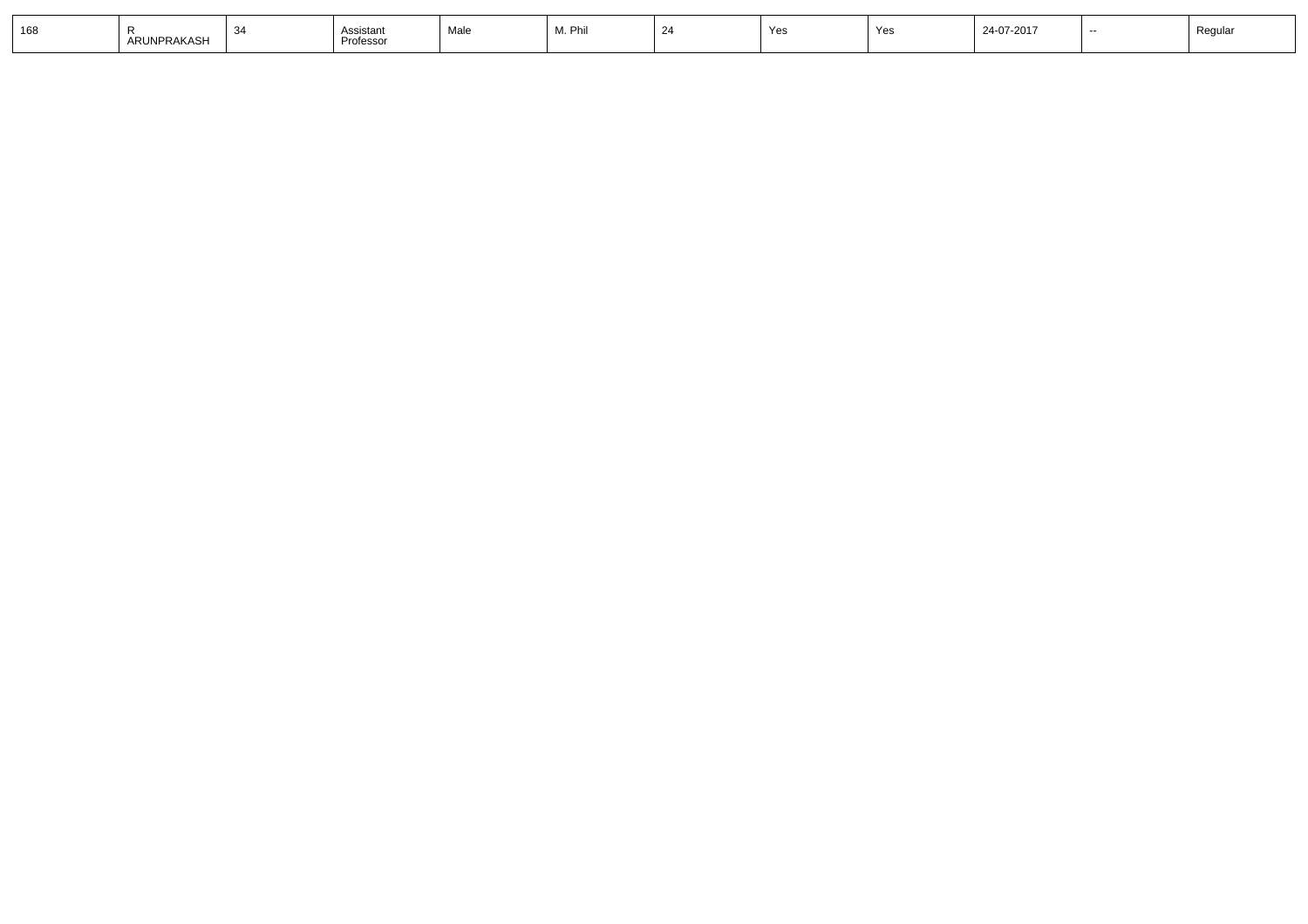| | | | | | | | | | | | |
|---|---|---|---|---|---|---|---|---|---|---|---|
| 168 | R ARUNPRAKASH | 34 | Assistant Professor | Male | M. Phil | 24 | Yes | Yes | 24-07-2017 | -- | Regular |